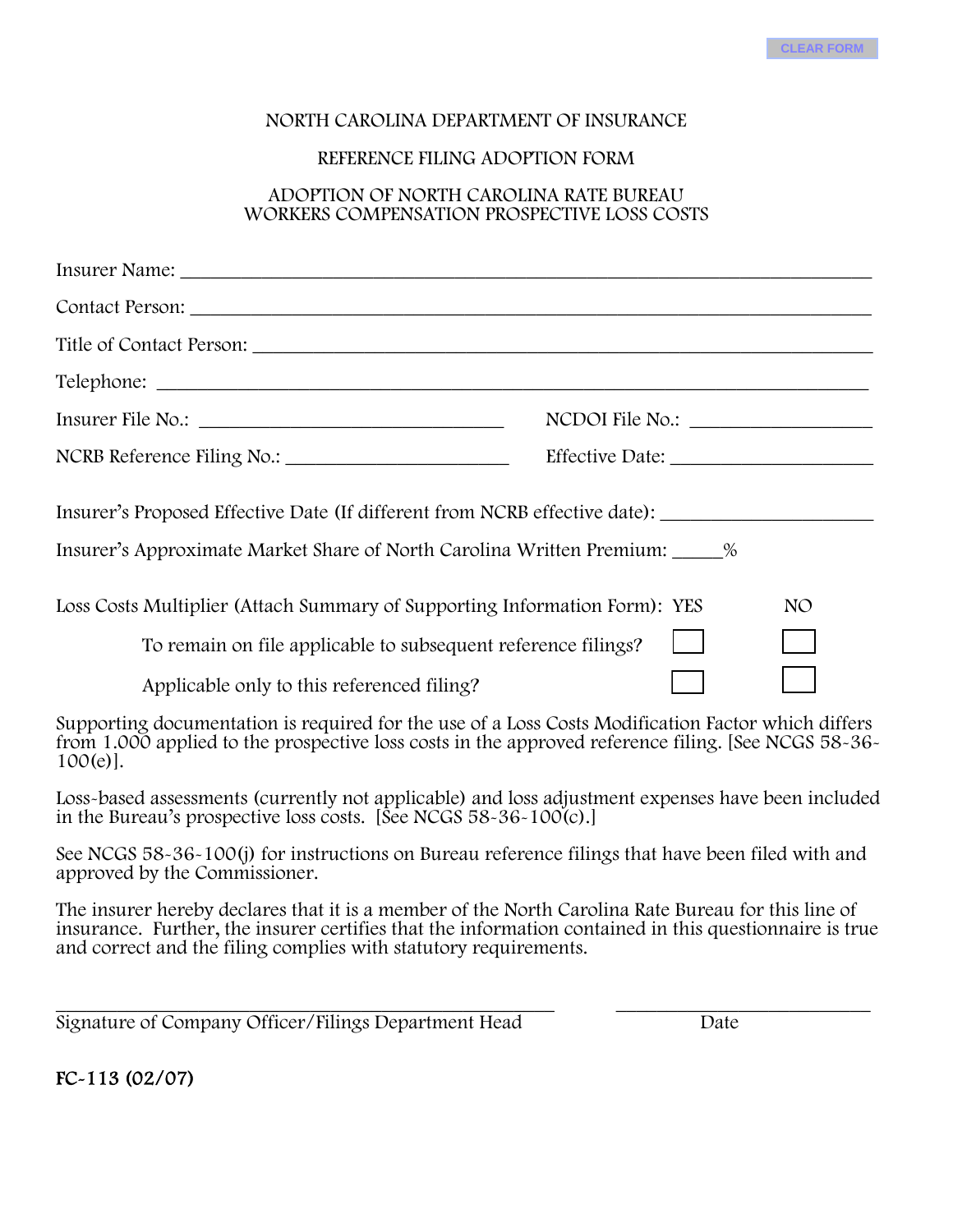CLEAR FORM

# NORTH CAROLINA DEPARTMENT OF INSURANCE

## REFERENCE FILING ADOPTION FORM

## ADOPTION OF NORTH CAROLINA RATE BUREAU WORKERS COMPENSATION PROSPECTIVE LOSS COSTS

Insurer Name: ______________________________________________________________

Contact Person: ______________________________________________________________

Title of Contact Person: ______________________________________________________

Telephone: _________________________________________________________________

Insurer File No.: ______________________________ NCDOI File No.: __________________

NCRB Reference Filing No.: ______________________ Effective Date: ____________________

Insurer's Proposed Effective Date (If different from NCRB effective date): ____________________

Insurer's Approximate Market Share of North Carolina Written Premium: _____%

| Loss Costs Multiplier (Attach Summary of Supporting Information Form): | YES | NO |
|---|---|---|
| To remain on file applicable to subsequent reference filings? | ☐ | ☐ |
| Applicable only to this referenced filing? | ☐ | ☐ |

Supporting documentation is required for the use of a Loss Costs Modification Factor which differs from 1.000 applied to the prospective loss costs in the approved reference filing. [See NCGS 58-36-100(e)].

Loss-based assessments (currently not applicable) and loss adjustment expenses have been included in the Bureau's prospective loss costs. [See NCGS 58-36-100(c).]

See NCGS 58-36-100(j) for instructions on Bureau reference filings that have been filed with and approved by the Commissioner.

The insurer hereby declares that it is a member of the North Carolina Rate Bureau for this line of insurance. Further, the insurer certifies that the information contained in this questionnaire is true and correct and the filing complies with statutory requirements.

_______________________________________________ ________________________

Signature of Company Officer/Filings Department Head Date

FC-113 (02/07)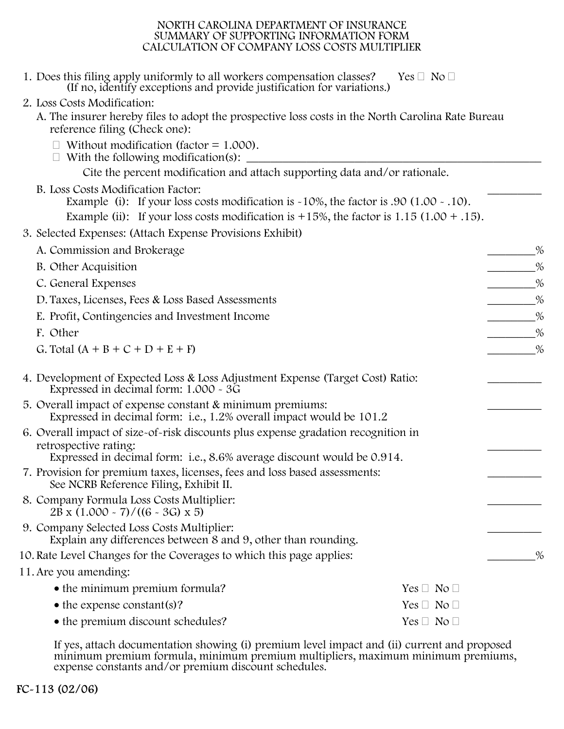# NORTH CAROLINA DEPARTMENT OF INSURANCE
## SUMMARY OF SUPPORTING INFORMATION FORM
## CALCULATION OF COMPANY LOSS COSTS MULTIPLIER

1. Does this filing apply uniformly to all workers compensation classes? Yes ☐ No ☐
   (If no, identify exceptions and provide justification for variations.)

2. Loss Costs Modification:

   A. The insurer hereby files to adopt the prospective loss costs in the North Carolina Rate Bureau reference filing (Check one):

   ☐ Without modification (factor = 1.000).

   ☐ With the following modification(s): ______________________________

   Cite the percent modification and attach supporting data and/or rationale.

   B. Loss Costs Modification Factor: __________

   Example (i): If your loss costs modification is -10%, the factor is .90 (1.00 - .10).

   Example (ii): If your loss costs modification is +15%, the factor is 1.15 (1.00 + .15).

3. Selected Expenses: (Attach Expense Provisions Exhibit)

   A. Commission and Brokerage ________%

   B. Other Acquisition ________%

   C. General Expenses ________%

   D. Taxes, Licenses, Fees & Loss Based Assessments ________%

   E. Profit, Contingencies and Investment Income ________%

   F. Other ________%

   G. Total (A + B + C + D + E + F) ________%

4. Development of Expected Loss & Loss Adjustment Expense (Target Cost) Ratio: __________
   Expressed in decimal form: 1.000 - 3G

5. Overall impact of expense constant & minimum premiums: __________
   Expressed in decimal form: i.e., 1.2% overall impact would be 101.2

6. Overall impact of size-of-risk discounts plus expense gradation recognition in retrospective rating: __________
   Expressed in decimal form: i.e., 8.6% average discount would be 0.914.

7. Provision for premium taxes, licenses, fees and loss based assessments: __________
   See NCRB Reference Filing, Exhibit II.

8. Company Formula Loss Costs Multiplier: __________
   2B x (1.000 - 7)/((6 - 3G) x 5)

9. Company Selected Loss Costs Multiplier: __________
   Explain any differences between 8 and 9, other than rounding.

10. Rate Level Changes for the Coverages to which this page applies: ________%

11. Are you amending:

    - the minimum premium formula? Yes ☐ No ☐
    - the expense constant(s)? Yes ☐ No ☐
    - the premium discount schedules? Yes ☐ No ☐

    If yes, attach documentation showing (i) premium level impact and (ii) current and proposed minimum premium formula, minimum premium multipliers, maximum minimum premiums, expense constants and/or premium discount schedules.

FC-113 (02/06)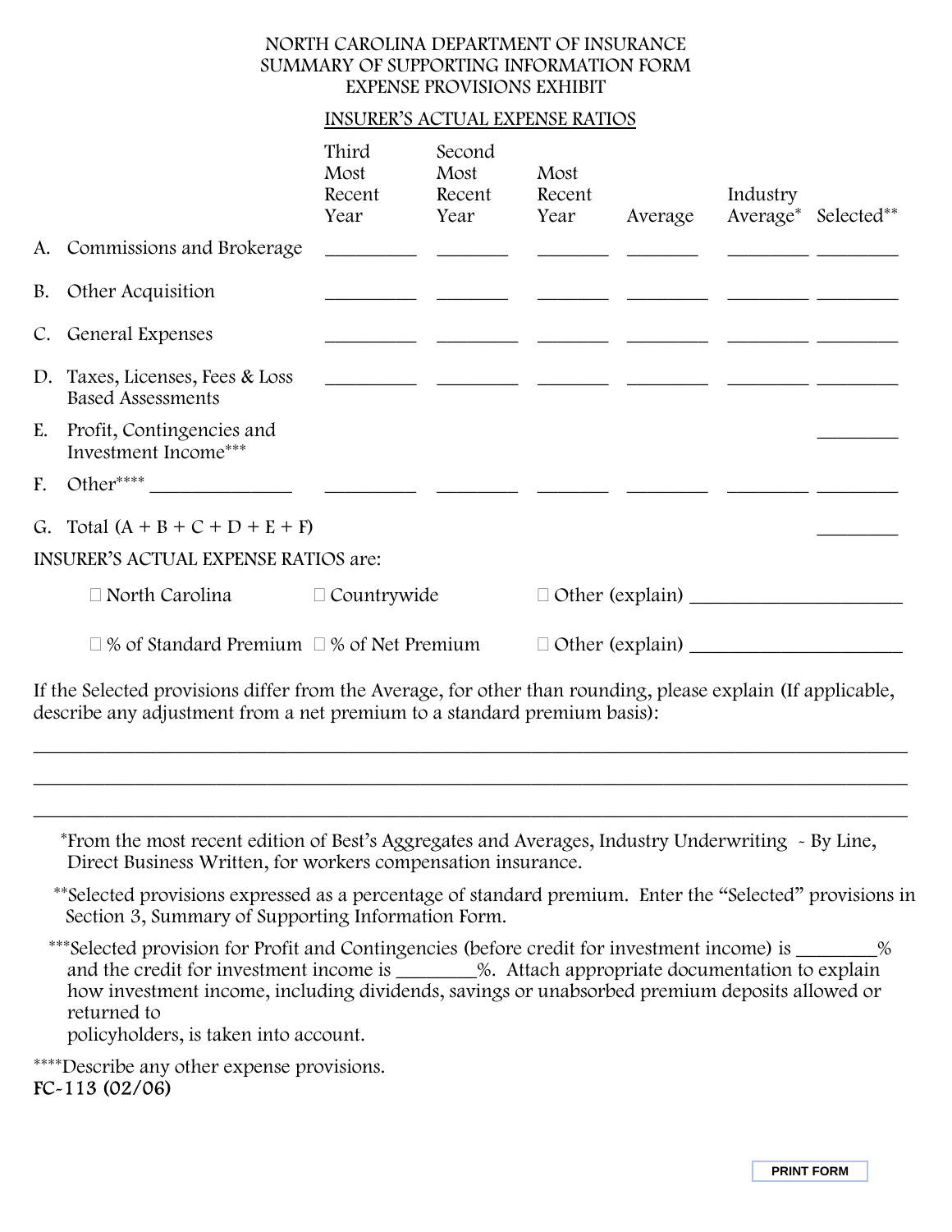NORTH CAROLINA DEPARTMENT OF INSURANCE
SUMMARY OF SUPPORTING INFORMATION FORM
EXPENSE PROVISIONS EXHIBIT

INSURER'S ACTUAL EXPENSE RATIOS

| | Third Most Recent Year | Second Most Recent Year | Most Recent Year | Average | Industry Average* | Selected** |
|---|---|---|---|---|---|---|
| A. Commissions and Brokerage | ________ | ________ | ________ | ________ | ________ | ________ |
| B. Other Acquisition | ________ | ________ | ________ | ________ | ________ | ________ |
| C. General Expenses | ________ | ________ | ________ | ________ | ________ | ________ |
| D. Taxes, Licenses, Fees & Loss Based Assessments | ________ | ________ | ________ | ________ | ________ | ________ |
| E. Profit, Contingencies and Investment Income*** | | | | | | ________ |
| F. Other**** ____________ | ________ | ________ | ________ | ________ | ________ | ________ |
| G. Total (A + B + C + D + E + F) | | | | | | ________ |

INSURER'S ACTUAL EXPENSE RATIOS are:

☐ North Carolina ☐ Countrywide ☐ Other (explain) ____________________

☐ % of Standard Premium ☐ % of Net Premium ☐ Other (explain) ____________________

If the Selected provisions differ from the Average, for other than rounding, please explain (If applicable, describe any adjustment from a net premium to a standard premium basis):

________________________________________________________________________________

________________________________________________________________________________

________________________________________________________________________________

*From the most recent edition of Best's Aggregates and Averages, Industry Underwriting - By Line, Direct Business Written, for workers compensation insurance.

**Selected provisions expressed as a percentage of standard premium. Enter the "Selected" provisions in Section 3, Summary of Supporting Information Form.

***Selected provision for Profit and Contingencies (before credit for investment income) is ________% and the credit for investment income is ________%. Attach appropriate documentation to explain how investment income, including dividends, savings or unabsorbed premium deposits allowed or returned to policyholders, is taken into account.

****Describe any other expense provisions.

FC-113 (02/06)

PRINT FORM